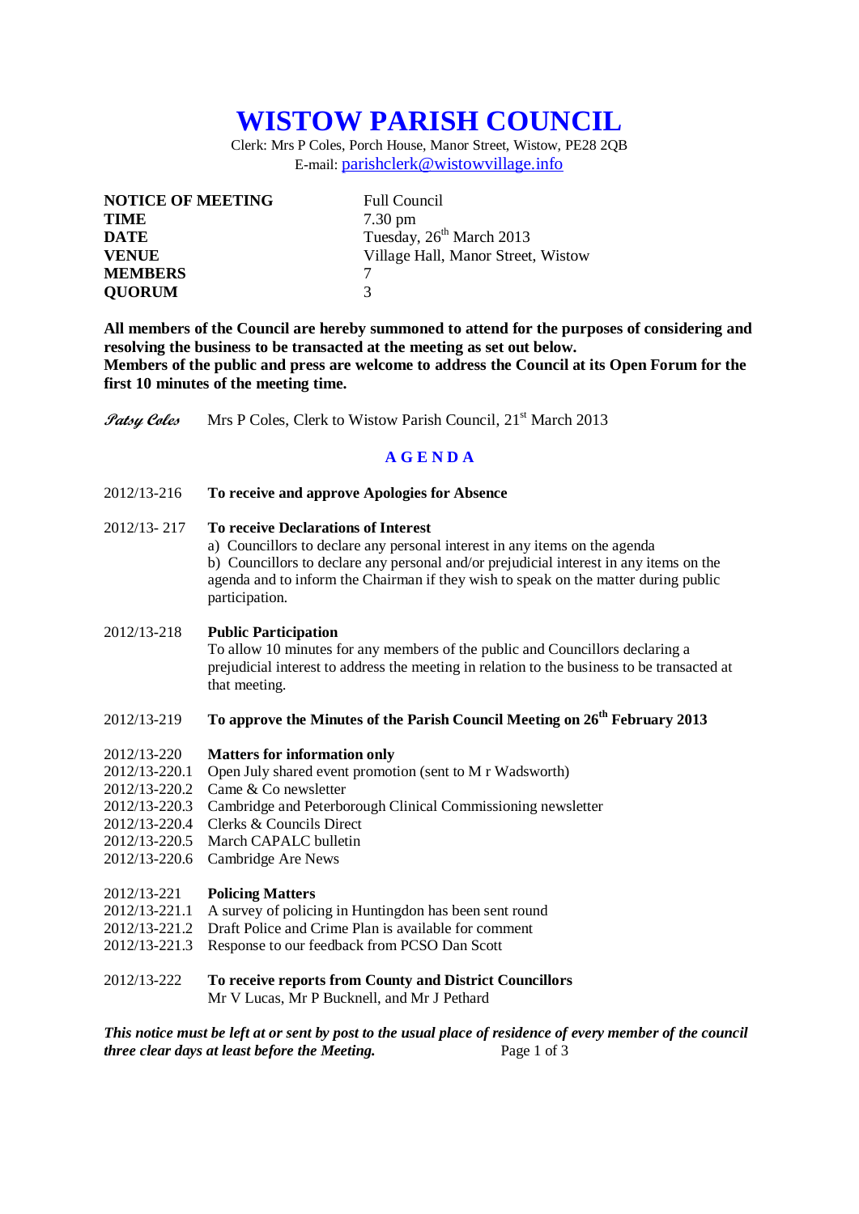# WISTOW PARISH COUNCIL

Clerk: Mrs P Coles, Porch House, Manor Street, Wistow, PE28 2QB
E-mail: parishclerk@wistowvillage.info

| | |
|---|---|
| **NOTICE OF MEETING** | Full Council |
| **TIME** | 7.30 pm |
| **DATE** | Tuesday, 26th March 2013 |
| **VENUE** | Village Hall, Manor Street, Wistow |
| **MEMBERS** | 7 |
| **QUORUM** | 3 |

**All members of the Council are hereby summoned to attend for the purposes of considering and resolving the business to be transacted at the meeting as set out below.**
**Members of the public and press are welcome to address the Council at its Open Forum for the first 10 minutes of the meeting time.**

*Patsy Coles* Mrs P Coles, Clerk to Wistow Parish Council, 21st March 2013

## A G E N D A

2012/13-216 **To receive and approve Apologies for Absence**

2012/13- 217 **To receive Declarations of Interest**
a) Councillors to declare any personal interest in any items on the agenda
b) Councillors to declare any personal and/or prejudicial interest in any items on the agenda and to inform the Chairman if they wish to speak on the matter during public participation.

2012/13-218 **Public Participation**
To allow 10 minutes for any members of the public and Councillors declaring a prejudicial interest to address the meeting in relation to the business to be transacted at that meeting.

2012/13-219 **To approve the Minutes of the Parish Council Meeting on 26th February 2013**

2012/13-220 **Matters for information only**
2012/13-220.1 Open July shared event promotion (sent to M r Wadsworth)
2012/13-220.2 Came & Co newsletter
2012/13-220.3 Cambridge and Peterborough Clinical Commissioning newsletter
2012/13-220.4 Clerks & Councils Direct
2012/13-220.5 March CAPALC bulletin
2012/13-220.6 Cambridge Are News

2012/13-221 **Policing Matters**
2012/13-221.1 A survey of policing in Huntingdon has been sent round
2012/13-221.2 Draft Police and Crime Plan is available for comment
2012/13-221.3 Response to our feedback from PCSO Dan Scott

2012/13-222 **To receive reports from County and District Councillors**
Mr V Lucas, Mr P Bucknell, and Mr J Pethard

***This notice must be left at or sent by post to the usual place of residence of every member of the council three clear days at least before the Meeting.***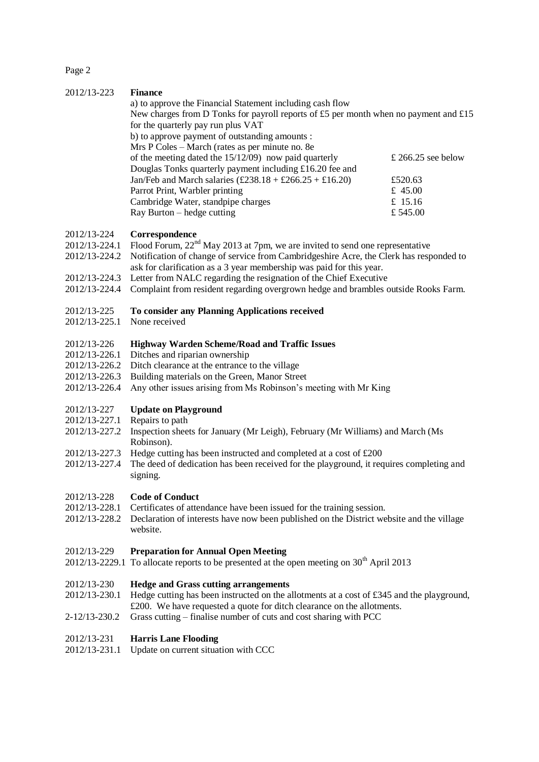2012/13-223 **Finance**

a) to approve the Financial Statement including cash flow
New charges from D Tonks for payroll reports of £5 per month when no payment and £15 for the quarterly pay run plus VAT
b) to approve payment of outstanding amounts :

| | |
|---|---|
| Mrs P Coles – March (rates as per minute no. 8e of the meeting dated the 15/12/09) now paid quarterly | £ 266.25 see below |
| Douglas Tonks quarterly payment including £16.20 fee and Jan/Feb and March salaries (£238.18 + £266.25 + £16.20) | £520.63 |
| Parrot Print, Warbler printing | £ 45.00 |
| Cambridge Water, standpipe charges | £ 15.16 |
| Ray Burton – hedge cutting | £ 545.00 |

2012/13-224 **Correspondence**
2012/13-224.1 Flood Forum, 22nd May 2013 at 7pm, we are invited to send one representative
2012/13-224.2 Notification of change of service from Cambridgeshire Acre, the Clerk has responded to ask for clarification as a 3 year membership was paid for this year.
2012/13-224.3 Letter from NALC regarding the resignation of the Chief Executive
2012/13-224.4 Complaint from resident regarding overgrown hedge and brambles outside Rooks Farm.

2012/13-225 **To consider any Planning Applications received**
2012/13-225.1 None received

2012/13-226 **Highway Warden Scheme/Road and Traffic Issues**
2012/13-226.1 Ditches and riparian ownership
2012/13-226.2 Ditch clearance at the entrance to the village
2012/13-226.3 Building materials on the Green, Manor Street
2012/13-226.4 Any other issues arising from Ms Robinson's meeting with Mr King

2012/13-227 **Update on Playground**
2012/13-227.1 Repairs to path
2012/13-227.2 Inspection sheets for January (Mr Leigh), February (Mr Williams) and March (Ms Robinson).
2012/13-227.3 Hedge cutting has been instructed and completed at a cost of £200
2012/13-227.4 The deed of dedication has been received for the playground, it requires completing and signing.

2012/13-228 **Code of Conduct**
2012/13-228.1 Certificates of attendance have been issued for the training session.
2012/13-228.2 Declaration of interests have now been published on the District website and the village website.

2012/13-229 **Preparation for Annual Open Meeting**
2012/13-2229.1 To allocate reports to be presented at the open meeting on 30th April 2013

2012/13-230 **Hedge and Grass cutting arrangements**
2012/13-230.1 Hedge cutting has been instructed on the allotments at a cost of £345 and the playground, £200. We have requested a quote for ditch clearance on the allotments.
2-12/13-230.2 Grass cutting – finalise number of cuts and cost sharing with PCC

2012/13-231 **Harris Lane Flooding**
2012/13-231.1 Update on current situation with CCC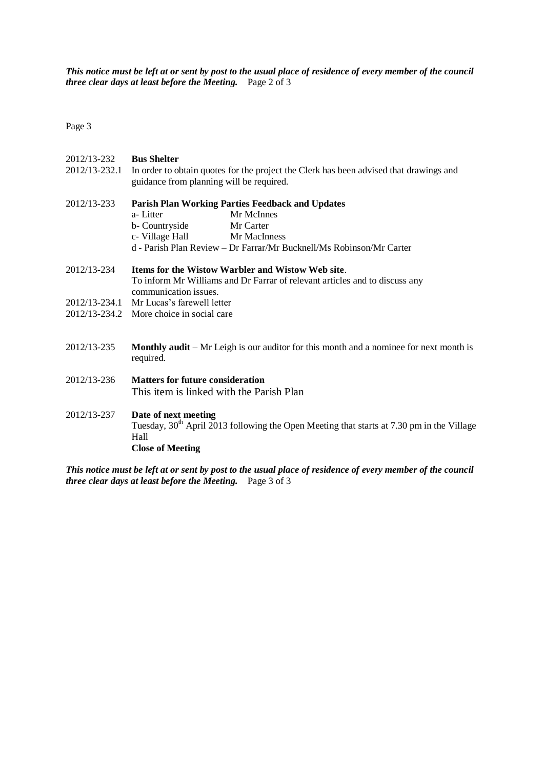Page 3

2012/13-232 **Bus Shelter**

2012/13-232.1 In order to obtain quotes for the project the Clerk has been advised that drawings and guidance from planning will be required.

2012/13-233 **Parish Plan Working Parties Feedback and Updates**

a- Litter Mr McInnes
b- Countryside Mr Carter
c- Village Hall Mr MacInness
d - Parish Plan Review – Dr Farrar/Mr Bucknell/Ms Robinson/Mr Carter

2012/13-234 **Items for the Wistow Warbler and Wistow Web site**.
To inform Mr Williams and Dr Farrar of relevant articles and to discuss any communication issues.

2012/13-234.1 Mr Lucas's farewell letter

2012/13-234.2 More choice in social care

2012/13-235 **Monthly audit** – Mr Leigh is our auditor for this month and a nominee for next month is required.

2012/13-236 **Matters for future consideration**
This item is linked with the Parish Plan

2012/13-237 **Date of next meeting**
Tuesday, 30th April 2013 following the Open Meeting that starts at 7.30 pm in the Village Hall
**Close of Meeting**

***This notice must be left at or sent by post to the usual place of residence of every member of the council three clear days at least before the Meeting.***